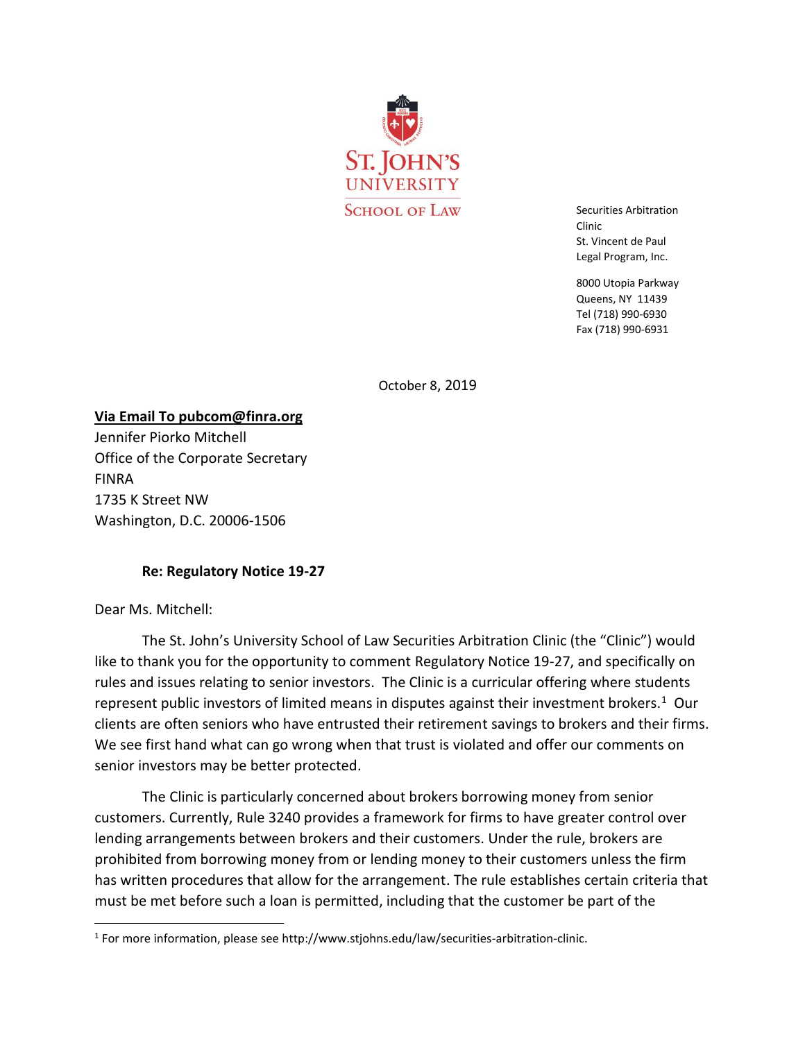ST. JOHN'S UNIVERSITY

SCHOOL OF LAW

Securities Arbitration Clinic
St. Vincent de Paul Legal Program, Inc.

8000 Utopia Parkway
Queens, NY 11439
Tel (718) 990-6930
Fax (718) 990-6931

October 8, 2019

**Via Email To pubcom@finra.org**
Jennifer Piorko Mitchell
Office of the Corporate Secretary
FINRA
1735 K Street NW
Washington, D.C. 20006-1506

**Re: Regulatory Notice 19-27**

Dear Ms. Mitchell:

The St. John's University School of Law Securities Arbitration Clinic (the "Clinic") would like to thank you for the opportunity to comment Regulatory Notice 19-27, and specifically on rules and issues relating to senior investors. The Clinic is a curricular offering where students represent public investors of limited means in disputes against their investment brokers.[1] Our clients are often seniors who have entrusted their retirement savings to brokers and their firms. We see first hand what can go wrong when that trust is violated and offer our comments on senior investors may be better protected.

The Clinic is particularly concerned about brokers borrowing money from senior customers. Currently, Rule 3240 provides a framework for firms to have greater control over lending arrangements between brokers and their customers. Under the rule, brokers are prohibited from borrowing money from or lending money to their customers unless the firm has written procedures that allow for the arrangement. The rule establishes certain criteria that must be met before such a loan is permitted, including that the customer be part of the

[1] For more information, please see http://www.stjohns.edu/law/securities-arbitration-clinic.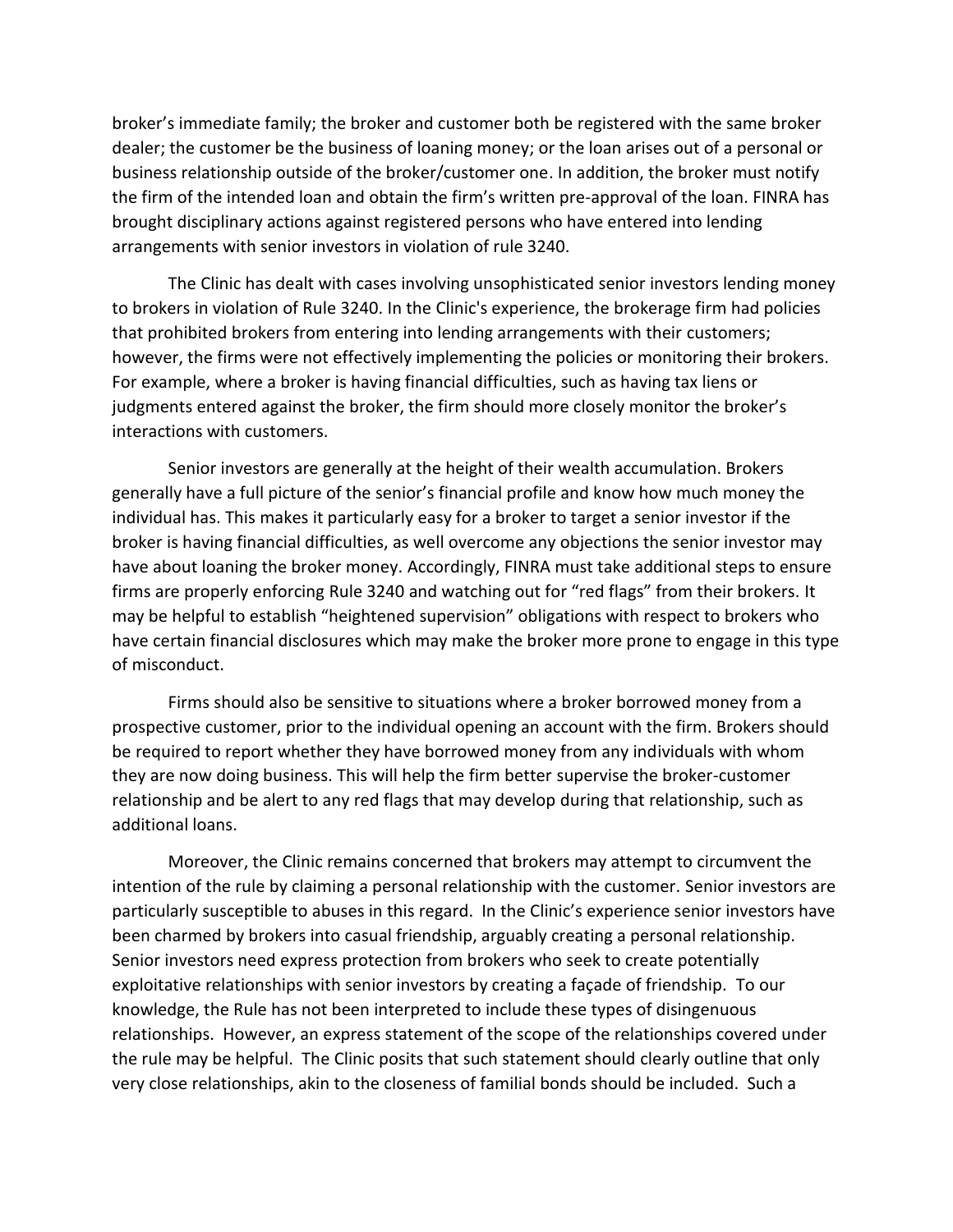broker's immediate family; the broker and customer both be registered with the same broker dealer; the customer be the business of loaning money; or the loan arises out of a personal or business relationship outside of the broker/customer one. In addition, the broker must notify the firm of the intended loan and obtain the firm's written pre-approval of the loan. FINRA has brought disciplinary actions against registered persons who have entered into lending arrangements with senior investors in violation of rule 3240.

The Clinic has dealt with cases involving unsophisticated senior investors lending money to brokers in violation of Rule 3240. In the Clinic's experience, the brokerage firm had policies that prohibited brokers from entering into lending arrangements with their customers; however, the firms were not effectively implementing the policies or monitoring their brokers. For example, where a broker is having financial difficulties, such as having tax liens or judgments entered against the broker, the firm should more closely monitor the broker's interactions with customers.

Senior investors are generally at the height of their wealth accumulation. Brokers generally have a full picture of the senior's financial profile and know how much money the individual has. This makes it particularly easy for a broker to target a senior investor if the broker is having financial difficulties, as well overcome any objections the senior investor may have about loaning the broker money. Accordingly, FINRA must take additional steps to ensure firms are properly enforcing Rule 3240 and watching out for "red flags" from their brokers. It may be helpful to establish "heightened supervision" obligations with respect to brokers who have certain financial disclosures which may make the broker more prone to engage in this type of misconduct.

Firms should also be sensitive to situations where a broker borrowed money from a prospective customer, prior to the individual opening an account with the firm. Brokers should be required to report whether they have borrowed money from any individuals with whom they are now doing business. This will help the firm better supervise the broker-customer relationship and be alert to any red flags that may develop during that relationship, such as additional loans.

Moreover, the Clinic remains concerned that brokers may attempt to circumvent the intention of the rule by claiming a personal relationship with the customer. Senior investors are particularly susceptible to abuses in this regard. In the Clinic's experience senior investors have been charmed by brokers into casual friendship, arguably creating a personal relationship. Senior investors need express protection from brokers who seek to create potentially exploitative relationships with senior investors by creating a façade of friendship. To our knowledge, the Rule has not been interpreted to include these types of disingenuous relationships. However, an express statement of the scope of the relationships covered under the rule may be helpful. The Clinic posits that such statement should clearly outline that only very close relationships, akin to the closeness of familial bonds should be included. Such a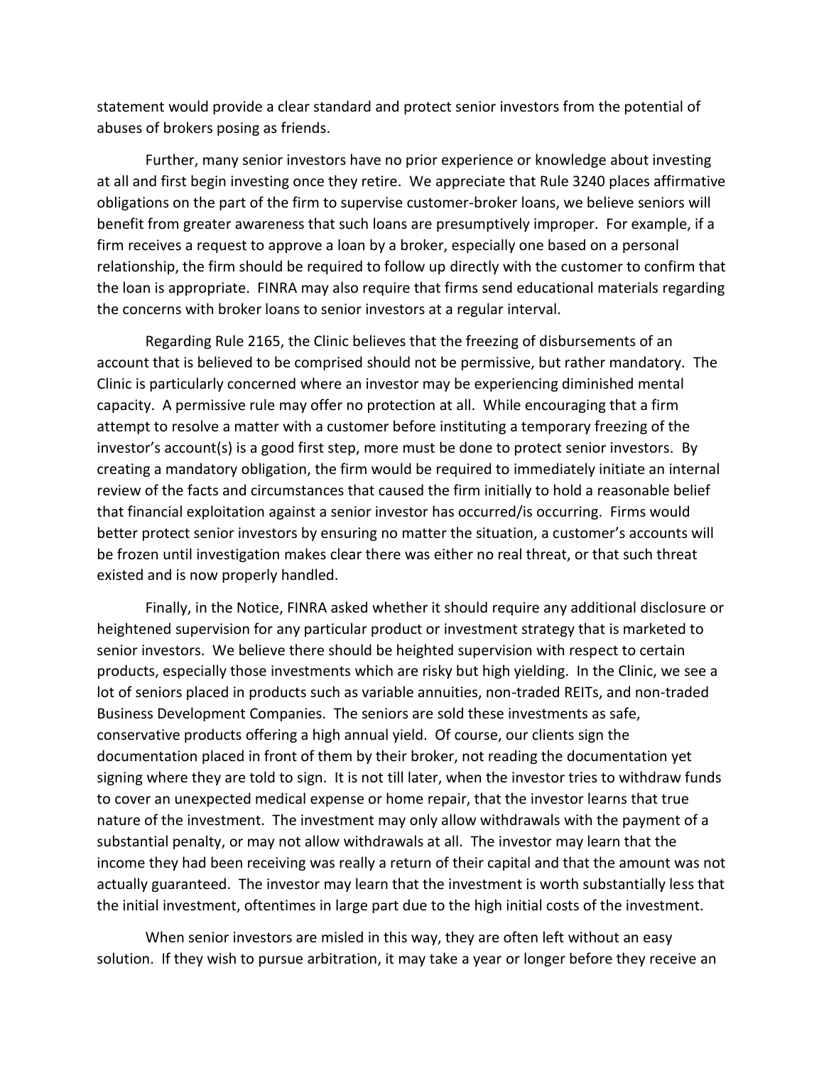statement would provide a clear standard and protect senior investors from the potential of abuses of brokers posing as friends.

Further, many senior investors have no prior experience or knowledge about investing at all and first begin investing once they retire. We appreciate that Rule 3240 places affirmative obligations on the part of the firm to supervise customer-broker loans, we believe seniors will benefit from greater awareness that such loans are presumptively improper. For example, if a firm receives a request to approve a loan by a broker, especially one based on a personal relationship, the firm should be required to follow up directly with the customer to confirm that the loan is appropriate. FINRA may also require that firms send educational materials regarding the concerns with broker loans to senior investors at a regular interval.

Regarding Rule 2165, the Clinic believes that the freezing of disbursements of an account that is believed to be comprised should not be permissive, but rather mandatory. The Clinic is particularly concerned where an investor may be experiencing diminished mental capacity. A permissive rule may offer no protection at all. While encouraging that a firm attempt to resolve a matter with a customer before instituting a temporary freezing of the investor's account(s) is a good first step, more must be done to protect senior investors. By creating a mandatory obligation, the firm would be required to immediately initiate an internal review of the facts and circumstances that caused the firm initially to hold a reasonable belief that financial exploitation against a senior investor has occurred/is occurring. Firms would better protect senior investors by ensuring no matter the situation, a customer's accounts will be frozen until investigation makes clear there was either no real threat, or that such threat existed and is now properly handled.

Finally, in the Notice, FINRA asked whether it should require any additional disclosure or heightened supervision for any particular product or investment strategy that is marketed to senior investors. We believe there should be heighted supervision with respect to certain products, especially those investments which are risky but high yielding. In the Clinic, we see a lot of seniors placed in products such as variable annuities, non-traded REITs, and non-traded Business Development Companies. The seniors are sold these investments as safe, conservative products offering a high annual yield. Of course, our clients sign the documentation placed in front of them by their broker, not reading the documentation yet signing where they are told to sign. It is not till later, when the investor tries to withdraw funds to cover an unexpected medical expense or home repair, that the investor learns that true nature of the investment. The investment may only allow withdrawals with the payment of a substantial penalty, or may not allow withdrawals at all. The investor may learn that the income they had been receiving was really a return of their capital and that the amount was not actually guaranteed. The investor may learn that the investment is worth substantially less that the initial investment, oftentimes in large part due to the high initial costs of the investment.

When senior investors are misled in this way, they are often left without an easy solution. If they wish to pursue arbitration, it may take a year or longer before they receive an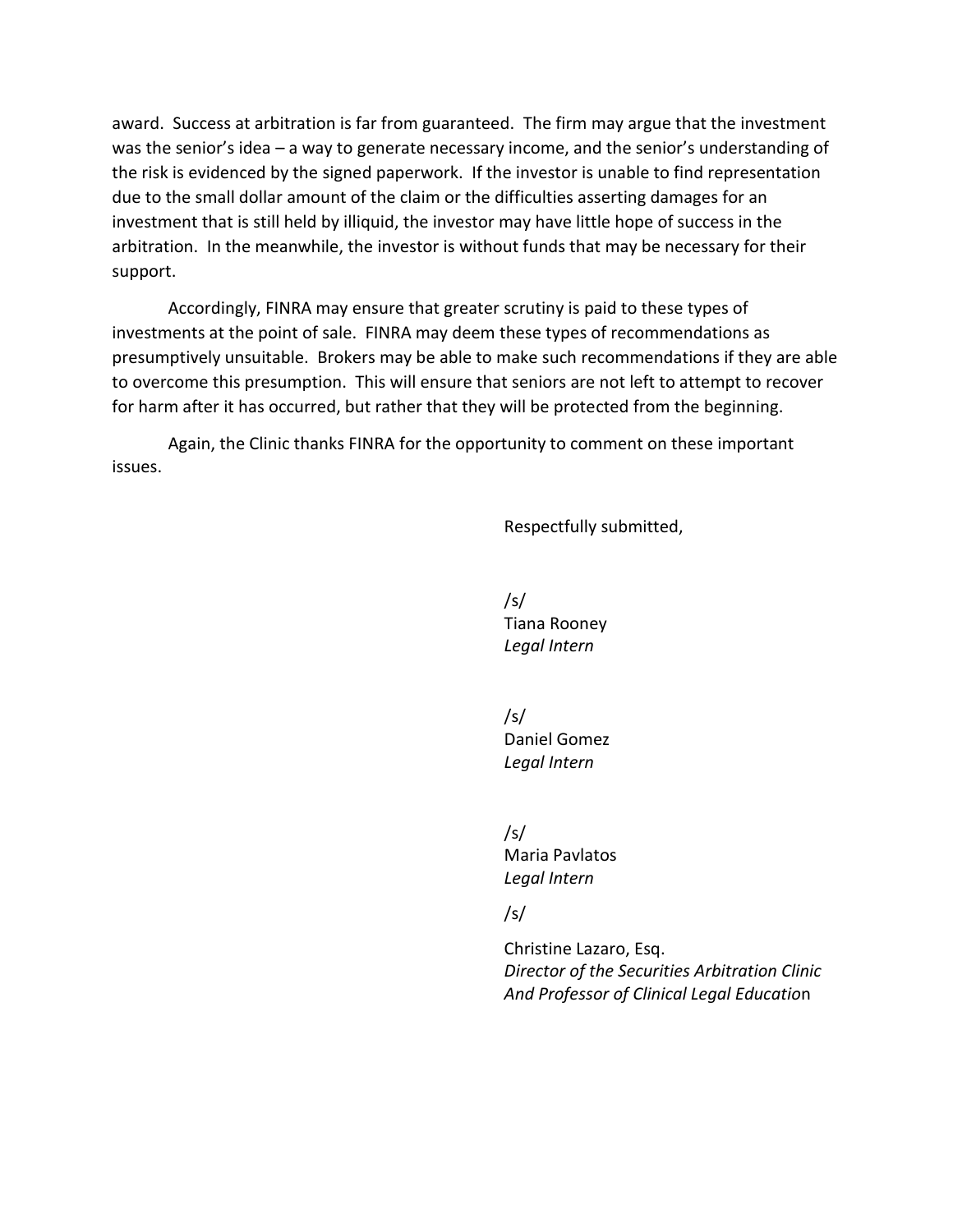award. Success at arbitration is far from guaranteed. The firm may argue that the investment was the senior's idea – a way to generate necessary income, and the senior's understanding of the risk is evidenced by the signed paperwork. If the investor is unable to find representation due to the small dollar amount of the claim or the difficulties asserting damages for an investment that is still held by illiquid, the investor may have little hope of success in the arbitration. In the meanwhile, the investor is without funds that may be necessary for their support.

Accordingly, FINRA may ensure that greater scrutiny is paid to these types of investments at the point of sale. FINRA may deem these types of recommendations as presumptively unsuitable. Brokers may be able to make such recommendations if they are able to overcome this presumption. This will ensure that seniors are not left to attempt to recover for harm after it has occurred, but rather that they will be protected from the beginning.

Again, the Clinic thanks FINRA for the opportunity to comment on these important issues.

Respectfully submitted,

/s/
Tiana Rooney
*Legal Intern*

/s/
Daniel Gomez
*Legal Intern*

/s/
Maria Pavlatos
*Legal Intern*

/s/

Christine Lazaro, Esq.
*Director of the Securities Arbitration Clinic*
*And Professor of Clinical Legal Education*